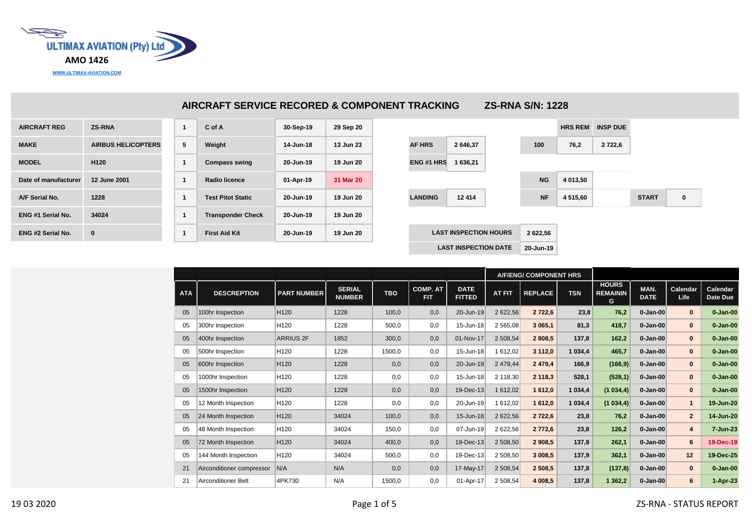ULTIMAX AVIATION (Pty) Ltd

**AMO 1426**

WWW.ULTIMAX-AVIATION.COM

## AIRCRAFT SERVICE RECORED & COMPONENT TRACKING ZS-RNA S/N: 1228

| | |
|---|---|
| **AIRCRAFT REG** | **ZS-RNA** |
| **MAKE** | **AIRBUS HELICOPTERS** |
| **MODEL** | **H120** |
| **Date of manufacturer** | **12 June 2001** |
| **A/F Serial No.** | **1228** |
| **ENG #1 Serial No.** | **34024** |
| **ENG #2 Serial No.** | **0** |

| | | | |
|---|---|---|---|
| 1 | **C of A** | **30-Sep-19** | **29 Sep 20** |
| 5 | **Weight** | **14-Jun-18** | **13 Jun 23** |
| 1 | **Compass swing** | **20-Jun-19** | **19 Jun 20** |
| 1 | **Radio licence** | **01-Apr-19** | **31 Mar 20** |
| 1 | **Test Pitot Static** | **20-Jun-19** | **19 Jun 20** |
| 1 | **Transponder Check** | **20-Jun-19** | **19 Jun 20** |
| 1 | **First Aid Kit** | **20-Jun-19** | **19 Jun 20** |

| | | | **HRS REM** | **INSP DUE** |
|---|---|---|---|---|
| **AF HRS** | **2 646,37** | **100** | **76,2** | **2 722,6** |
| **ENG #1 HRS** | **1 636,21** | | | |
| | | **NG** | **4 013,50** | |
| **LANDING** | **12 414** | **NF** | **4 515,60** | |

**START** 0

| | |
|---|---|
| **LAST INSPECTION HOURS** | **2 622,56** |
| **LAST INSPECTION DATE** | **20-Jun-19** |

| | | | | | | | A/F/ENG/ COMPONENT HRS | | | | | | |
|---|---|---|---|---|---|---|---|---|---|---|---|---|---|
| **ATA** | **DESCREPTION** | **PART NUMBER** | **SERIAL NUMBER** | **TBO** | **COMP. AT FIT** | **DATE FITTED** | **AT FIT** | **REPLACE** | **TSN** | **HOURS REMAINING** | **MAN. DATE** | **Calendar Life** | **Calendar Date Due** |
| 05 | 100hr Inspection | H120 | 1228 | 100,0 | 0,0 | 20-Jun-19 | 2 622,56 | **2 722,6** | **23,8** | **76,2** | **0-Jan-00** | **0** | **0-Jan-00** |
| 05 | 300hr Inspection | H120 | 1228 | 500,0 | 0,0 | 15-Jun-18 | 2 565,08 | **3 065,1** | **81,3** | **418,7** | **0-Jan-00** | **0** | **0-Jan-00** |
| 05 | 400hr Inspection | ARRIUS 2F | 1852 | 300,0 | 0,0 | 01-Nov-17 | 2 508,54 | **2 808,5** | **137,8** | **162,2** | **0-Jan-00** | **0** | **0-Jan-00** |
| 05 | 500hr Inspection | H120 | 1228 | 1500,0 | 0,0 | 15-Jun-18 | 1 612,02 | **3 112,0** | **1 034,4** | **465,7** | **0-Jan-00** | **0** | **0-Jan-00** |
| 05 | 600hr Inspection | H120 | 1228 | 0,0 | 0,0 | 20-Jun-19 | 2 479,44 | **2 479,4** | **166,9** | **(166,9)** | **0-Jan-00** | **0** | **0-Jan-00** |
| 05 | 1000hr Inspection | H120 | 1228 | 0,0 | 0,0 | 15-Jun-18 | 2 118,30 | **2 118,3** | **528,1** | **(528,1)** | **0-Jan-00** | **0** | **0-Jan-00** |
| 05 | 1500hr Inspection | H120 | 1228 | 0,0 | 0,0 | 19-Dec-13 | 1 612,02 | **1 612,0** | **1 034,4** | **(1 034,4)** | **0-Jan-00** | **0** | **0-Jan-00** |
| 05 | 12 Month Inspection | H120 | 1228 | 0,0 | 0,0 | 20-Jun-19 | 1 612,02 | **1 612,0** | **1 034,4** | **(1 034,4)** | **0-Jan-00** | **1** | **19-Jun-20** |
| 05 | 24 Month Inspection | H120 | 34024 | 100,0 | 0,0 | 15-Jun-18 | 2 622,56 | **2 722,6** | **23,8** | **76,2** | **0-Jan-00** | **2** | **14-Jun-20** |
| 05 | 48 Month Inspection | H120 | 34024 | 150,0 | 0,0 | 07-Jun-19 | 2 622,56 | **2 772,6** | **23,8** | **126,2** | **0-Jan-00** | **4** | **7-Jun-23** |
| 05 | 72 Month Inspection | H120 | 34024 | 400,0 | 0,0 | 19-Dec-13 | 2 508,50 | **2 908,5** | **137,9** | **262,1** | **0-Jan-00** | **6** | **19-Dec-19** |
| 05 | 144 Month Inspection | H120 | 34024 | 500,0 | 0,0 | 19-Dec-13 | 2 508,50 | **3 008,5** | **137,9** | **362,1** | **0-Jan-00** | **12** | **19-Dec-25** |
| 21 | Airconditioner compressor | N/A | N/A | 0,0 | 0,0 | 17-May-17 | 2 508,54 | **2 508,5** | **137,8** | **(137,8)** | **0-Jan-00** | **0** | **0-Jan-00** |
| 21 | Airconditioner Belt | 4PK730 | N/A | 1500,0 | 0,0 | 01-Apr-17 | 2 508,54 | **4 008,5** | **137,8** | **1 362,2** | **0-Jan-00** | **6** | **1-Apr-23** |

19 03 2020 ZS-RNA - STATUS REPORT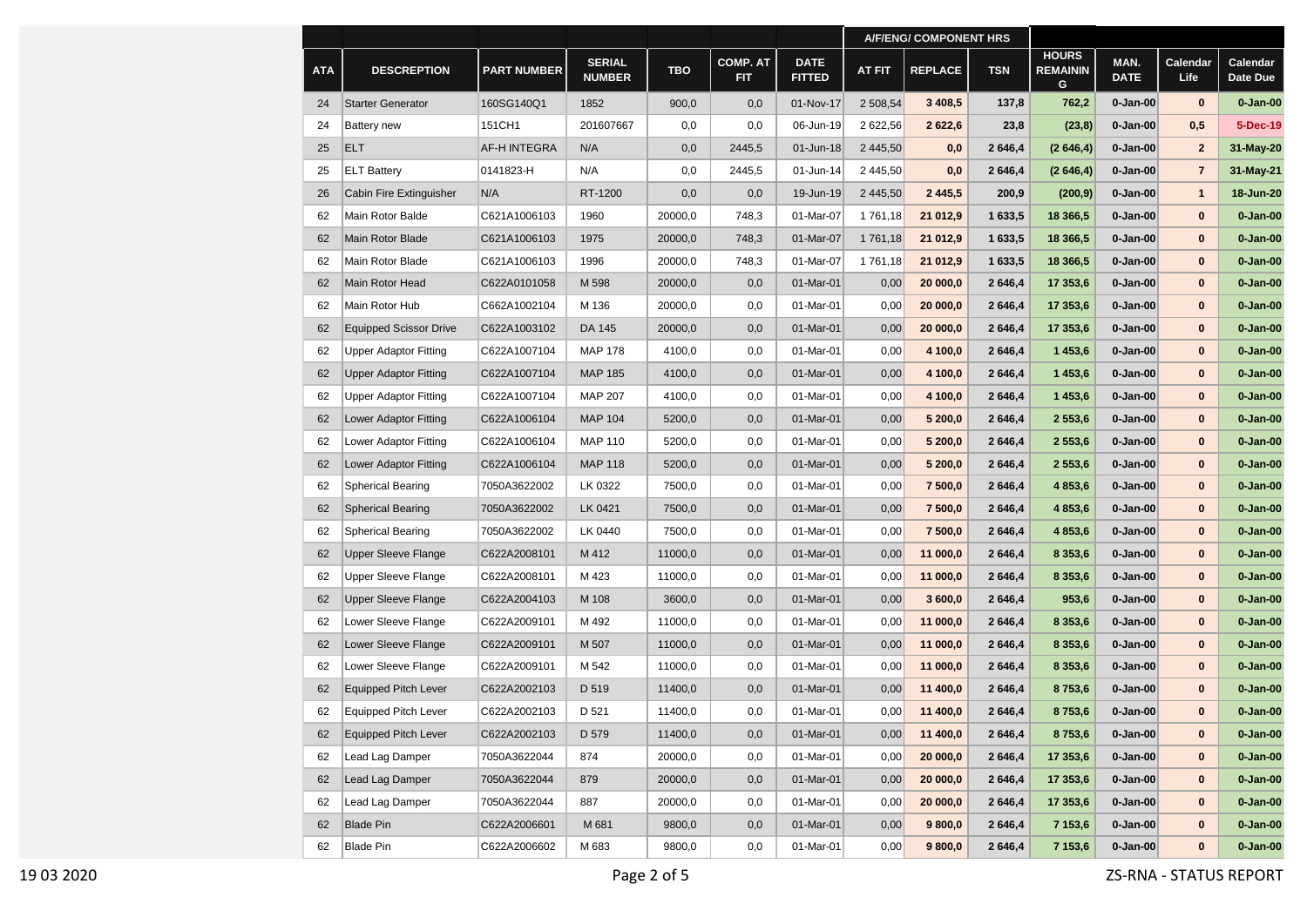| | | | | | | | A/F/ENG/ COMPONENT HRS | | | | | | |
|---|---|---|---|---|---|---|---|---|---|---|---|---|---|
| ATA | DESCREPTION | PART NUMBER | SERIAL NUMBER | TBO | COMP. AT FIT | DATE FITTED | AT FIT | REPLACE | TSN | HOURS REMAININ G | MAN. DATE | Calendar Life | Calendar Date Due |
| 24 | Starter Generator | 160SG140Q1 | 1852 | 900,0 | 0,0 | 01-Nov-17 | 2 508,54 | 3 408,5 | 137,8 | 762,2 | 0-Jan-00 | 0 | 0-Jan-00 |
| 24 | Battery new | 151CH1 | 201607667 | 0,0 | 0,0 | 06-Jun-19 | 2 622,56 | 2 622,6 | 23,8 | (23,8) | 0-Jan-00 | 0,5 | 5-Dec-19 |
| 25 | ELT | AF-H INTEGRA | N/A | 0,0 | 2445,5 | 01-Jun-18 | 2 445,50 | 0,0 | 2 646,4 | (2 646,4) | 0-Jan-00 | 2 | 31-May-20 |
| 25 | ELT Battery | 0141823-H | N/A | 0,0 | 2445,5 | 01-Jun-14 | 2 445,50 | 0,0 | 2 646,4 | (2 646,4) | 0-Jan-00 | 7 | 31-May-21 |
| 26 | Cabin Fire Extinguisher | N/A | RT-1200 | 0,0 | 0,0 | 19-Jun-19 | 2 445,50 | 2 445,5 | 200,9 | (200,9) | 0-Jan-00 | 1 | 18-Jun-20 |
| 62 | Main Rotor Balde | C621A1006103 | 1960 | 20000,0 | 748,3 | 01-Mar-07 | 1 761,18 | 21 012,9 | 1 633,5 | 18 366,5 | 0-Jan-00 | 0 | 0-Jan-00 |
| 62 | Main Rotor Blade | C621A1006103 | 1975 | 20000,0 | 748,3 | 01-Mar-07 | 1 761,18 | 21 012,9 | 1 633,5 | 18 366,5 | 0-Jan-00 | 0 | 0-Jan-00 |
| 62 | Main Rotor Blade | C621A1006103 | 1996 | 20000,0 | 748,3 | 01-Mar-07 | 1 761,18 | 21 012,9 | 1 633,5 | 18 366,5 | 0-Jan-00 | 0 | 0-Jan-00 |
| 62 | Main Rotor Head | C622A0101058 | M 598 | 20000,0 | 0,0 | 01-Mar-01 | 0,00 | 20 000,0 | 2 646,4 | 17 353,6 | 0-Jan-00 | 0 | 0-Jan-00 |
| 62 | Main Rotor Hub | C662A1002104 | M 136 | 20000,0 | 0,0 | 01-Mar-01 | 0,00 | 20 000,0 | 2 646,4 | 17 353,6 | 0-Jan-00 | 0 | 0-Jan-00 |
| 62 | Equipped Scissor Drive | C622A1003102 | DA 145 | 20000,0 | 0,0 | 01-Mar-01 | 0,00 | 20 000,0 | 2 646,4 | 17 353,6 | 0-Jan-00 | 0 | 0-Jan-00 |
| 62 | Upper Adaptor Fitting | C622A1007104 | MAP 178 | 4100,0 | 0,0 | 01-Mar-01 | 0,00 | 4 100,0 | 2 646,4 | 1 453,6 | 0-Jan-00 | 0 | 0-Jan-00 |
| 62 | Upper Adaptor Fitting | C622A1007104 | MAP 185 | 4100,0 | 0,0 | 01-Mar-01 | 0,00 | 4 100,0 | 2 646,4 | 1 453,6 | 0-Jan-00 | 0 | 0-Jan-00 |
| 62 | Upper Adaptor Fitting | C622A1007104 | MAP 207 | 4100,0 | 0,0 | 01-Mar-01 | 0,00 | 4 100,0 | 2 646,4 | 1 453,6 | 0-Jan-00 | 0 | 0-Jan-00 |
| 62 | Lower Adaptor Fitting | C622A1006104 | MAP 104 | 5200,0 | 0,0 | 01-Mar-01 | 0,00 | 5 200,0 | 2 646,4 | 2 553,6 | 0-Jan-00 | 0 | 0-Jan-00 |
| 62 | Lower Adaptor Fitting | C622A1006104 | MAP 110 | 5200,0 | 0,0 | 01-Mar-01 | 0,00 | 5 200,0 | 2 646,4 | 2 553,6 | 0-Jan-00 | 0 | 0-Jan-00 |
| 62 | Lower Adaptor Fitting | C622A1006104 | MAP 118 | 5200,0 | 0,0 | 01-Mar-01 | 0,00 | 5 200,0 | 2 646,4 | 2 553,6 | 0-Jan-00 | 0 | 0-Jan-00 |
| 62 | Spherical Bearing | 7050A3622002 | LK 0322 | 7500,0 | 0,0 | 01-Mar-01 | 0,00 | 7 500,0 | 2 646,4 | 4 853,6 | 0-Jan-00 | 0 | 0-Jan-00 |
| 62 | Spherical Bearing | 7050A3622002 | LK 0421 | 7500,0 | 0,0 | 01-Mar-01 | 0,00 | 7 500,0 | 2 646,4 | 4 853,6 | 0-Jan-00 | 0 | 0-Jan-00 |
| 62 | Spherical Bearing | 7050A3622002 | LK 0440 | 7500,0 | 0,0 | 01-Mar-01 | 0,00 | 7 500,0 | 2 646,4 | 4 853,6 | 0-Jan-00 | 0 | 0-Jan-00 |
| 62 | Upper Sleeve Flange | C622A2008101 | M 412 | 11000,0 | 0,0 | 01-Mar-01 | 0,00 | 11 000,0 | 2 646,4 | 8 353,6 | 0-Jan-00 | 0 | 0-Jan-00 |
| 62 | Upper Sleeve Flange | C622A2008101 | M 423 | 11000,0 | 0,0 | 01-Mar-01 | 0,00 | 11 000,0 | 2 646,4 | 8 353,6 | 0-Jan-00 | 0 | 0-Jan-00 |
| 62 | Upper Sleeve Flange | C622A2004103 | M 108 | 3600,0 | 0,0 | 01-Mar-01 | 0,00 | 3 600,0 | 2 646,4 | 953,6 | 0-Jan-00 | 0 | 0-Jan-00 |
| 62 | Lower Sleeve Flange | C622A2009101 | M 492 | 11000,0 | 0,0 | 01-Mar-01 | 0,00 | 11 000,0 | 2 646,4 | 8 353,6 | 0-Jan-00 | 0 | 0-Jan-00 |
| 62 | Lower Sleeve Flange | C622A2009101 | M 507 | 11000,0 | 0,0 | 01-Mar-01 | 0,00 | 11 000,0 | 2 646,4 | 8 353,6 | 0-Jan-00 | 0 | 0-Jan-00 |
| 62 | Lower Sleeve Flange | C622A2009101 | M 542 | 11000,0 | 0,0 | 01-Mar-01 | 0,00 | 11 000,0 | 2 646,4 | 8 353,6 | 0-Jan-00 | 0 | 0-Jan-00 |
| 62 | Equipped Pitch Lever | C622A2002103 | D 519 | 11400,0 | 0,0 | 01-Mar-01 | 0,00 | 11 400,0 | 2 646,4 | 8 753,6 | 0-Jan-00 | 0 | 0-Jan-00 |
| 62 | Equipped Pitch Lever | C622A2002103 | D 521 | 11400,0 | 0,0 | 01-Mar-01 | 0,00 | 11 400,0 | 2 646,4 | 8 753,6 | 0-Jan-00 | 0 | 0-Jan-00 |
| 62 | Equipped Pitch Lever | C622A2002103 | D 579 | 11400,0 | 0,0 | 01-Mar-01 | 0,00 | 11 400,0 | 2 646,4 | 8 753,6 | 0-Jan-00 | 0 | 0-Jan-00 |
| 62 | Lead Lag Damper | 7050A3622044 | 874 | 20000,0 | 0,0 | 01-Mar-01 | 0,00 | 20 000,0 | 2 646,4 | 17 353,6 | 0-Jan-00 | 0 | 0-Jan-00 |
| 62 | Lead Lag Damper | 7050A3622044 | 879 | 20000,0 | 0,0 | 01-Mar-01 | 0,00 | 20 000,0 | 2 646,4 | 17 353,6 | 0-Jan-00 | 0 | 0-Jan-00 |
| 62 | Lead Lag Damper | 7050A3622044 | 887 | 20000,0 | 0,0 | 01-Mar-01 | 0,00 | 20 000,0 | 2 646,4 | 17 353,6 | 0-Jan-00 | 0 | 0-Jan-00 |
| 62 | Blade Pin | C622A2006601 | M 681 | 9800,0 | 0,0 | 01-Mar-01 | 0,00 | 9 800,0 | 2 646,4 | 7 153,6 | 0-Jan-00 | 0 | 0-Jan-00 |
| 62 | Blade Pin | C622A2006602 | M 683 | 9800,0 | 0,0 | 01-Mar-01 | 0,00 | 9 800,0 | 2 646,4 | 7 153,6 | 0-Jan-00 | 0 | 0-Jan-00 |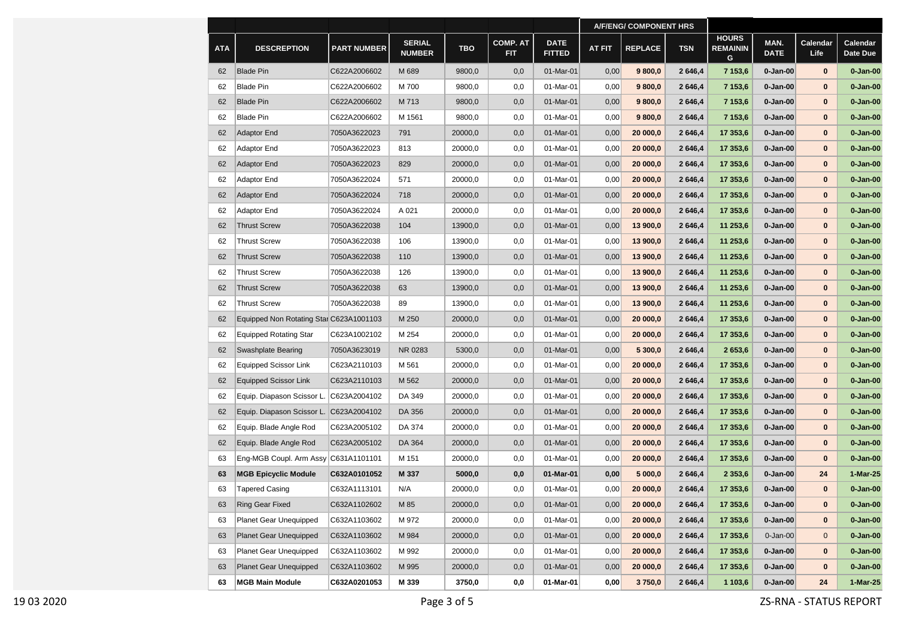| | | | | | | | A/F/ENG/ COMPONENT HRS | | | | | | |
|---|---|---|---|---|---|---|---|---|---|---|---|---|---|
| ATA | DESCREPTION | PART NUMBER | SERIAL NUMBER | TBO | COMP. AT FIT | DATE FITTED | AT FIT | REPLACE | TSN | HOURS REMAINING | MAN. DATE | Calendar Life | Calendar Date Due |
| 62 | Blade Pin | C622A2006602 | M 689 | 9800,0 | 0,0 | 01-Mar-01 | 0,00 | **9 800,0** | **2 646,4** | **7 153,6** | **0-Jan-00** | **0** | **0-Jan-00** |
| 62 | Blade Pin | C622A2006602 | M 700 | 9800,0 | 0,0 | 01-Mar-01 | 0,00 | **9 800,0** | **2 646,4** | **7 153,6** | **0-Jan-00** | **0** | **0-Jan-00** |
| 62 | Blade Pin | C622A2006602 | M 713 | 9800,0 | 0,0 | 01-Mar-01 | 0,00 | **9 800,0** | **2 646,4** | **7 153,6** | **0-Jan-00** | **0** | **0-Jan-00** |
| 62 | Blade Pin | C622A2006602 | M 1561 | 9800,0 | 0,0 | 01-Mar-01 | 0,00 | **9 800,0** | **2 646,4** | **7 153,6** | **0-Jan-00** | **0** | **0-Jan-00** |
| 62 | Adaptor End | 7050A3622023 | 791 | 20000,0 | 0,0 | 01-Mar-01 | 0,00 | **20 000,0** | **2 646,4** | **17 353,6** | **0-Jan-00** | **0** | **0-Jan-00** |
| 62 | Adaptor End | 7050A3622023 | 813 | 20000,0 | 0,0 | 01-Mar-01 | 0,00 | **20 000,0** | **2 646,4** | **17 353,6** | **0-Jan-00** | **0** | **0-Jan-00** |
| 62 | Adaptor End | 7050A3622023 | 829 | 20000,0 | 0,0 | 01-Mar-01 | 0,00 | **20 000,0** | **2 646,4** | **17 353,6** | **0-Jan-00** | **0** | **0-Jan-00** |
| 62 | Adaptor End | 7050A3622024 | 571 | 20000,0 | 0,0 | 01-Mar-01 | 0,00 | **20 000,0** | **2 646,4** | **17 353,6** | **0-Jan-00** | **0** | **0-Jan-00** |
| 62 | Adaptor End | 7050A3622024 | 718 | 20000,0 | 0,0 | 01-Mar-01 | 0,00 | **20 000,0** | **2 646,4** | **17 353,6** | **0-Jan-00** | **0** | **0-Jan-00** |
| 62 | Adaptor End | 7050A3622024 | A 021 | 20000,0 | 0,0 | 01-Mar-01 | 0,00 | **20 000,0** | **2 646,4** | **17 353,6** | **0-Jan-00** | **0** | **0-Jan-00** |
| 62 | Thrust Screw | 7050A3622038 | 104 | 13900,0 | 0,0 | 01-Mar-01 | 0,00 | **13 900,0** | **2 646,4** | **11 253,6** | **0-Jan-00** | **0** | **0-Jan-00** |
| 62 | Thrust Screw | 7050A3622038 | 106 | 13900,0 | 0,0 | 01-Mar-01 | 0,00 | **13 900,0** | **2 646,4** | **11 253,6** | **0-Jan-00** | **0** | **0-Jan-00** |
| 62 | Thrust Screw | 7050A3622038 | 110 | 13900,0 | 0,0 | 01-Mar-01 | 0,00 | **13 900,0** | **2 646,4** | **11 253,6** | **0-Jan-00** | **0** | **0-Jan-00** |
| 62 | Thrust Screw | 7050A3622038 | 126 | 13900,0 | 0,0 | 01-Mar-01 | 0,00 | **13 900,0** | **2 646,4** | **11 253,6** | **0-Jan-00** | **0** | **0-Jan-00** |
| 62 | Thrust Screw | 7050A3622038 | 63 | 13900,0 | 0,0 | 01-Mar-01 | 0,00 | **13 900,0** | **2 646,4** | **11 253,6** | **0-Jan-00** | **0** | **0-Jan-00** |
| 62 | Thrust Screw | 7050A3622038 | 89 | 13900,0 | 0,0 | 01-Mar-01 | 0,00 | **13 900,0** | **2 646,4** | **11 253,6** | **0-Jan-00** | **0** | **0-Jan-00** |
| 62 | Equipped Non Rotating Star | C623A1001103 | M 250 | 20000,0 | 0,0 | 01-Mar-01 | 0,00 | **20 000,0** | **2 646,4** | **17 353,6** | **0-Jan-00** | **0** | **0-Jan-00** |
| 62 | Equipped Rotating Star | C623A1002102 | M 254 | 20000,0 | 0,0 | 01-Mar-01 | 0,00 | **20 000,0** | **2 646,4** | **17 353,6** | **0-Jan-00** | **0** | **0-Jan-00** |
| 62 | Swashplate Bearing | 7050A3623019 | NR 0283 | 5300,0 | 0,0 | 01-Mar-01 | 0,00 | **5 300,0** | **2 646,4** | **2 653,6** | **0-Jan-00** | **0** | **0-Jan-00** |
| 62 | Equipped Scissor Link | C623A2110103 | M 561 | 20000,0 | 0,0 | 01-Mar-01 | 0,00 | **20 000,0** | **2 646,4** | **17 353,6** | **0-Jan-00** | **0** | **0-Jan-00** |
| 62 | Equipped Scissor Link | C623A2110103 | M 562 | 20000,0 | 0,0 | 01-Mar-01 | 0,00 | **20 000,0** | **2 646,4** | **17 353,6** | **0-Jan-00** | **0** | **0-Jan-00** |
| 62 | Equip. Diapason Scissor L. | C623A2004102 | DA 349 | 20000,0 | 0,0 | 01-Mar-01 | 0,00 | **20 000,0** | **2 646,4** | **17 353,6** | **0-Jan-00** | **0** | **0-Jan-00** |
| 62 | Equip. Diapason Scissor L. | C623A2004102 | DA 356 | 20000,0 | 0,0 | 01-Mar-01 | 0,00 | **20 000,0** | **2 646,4** | **17 353,6** | **0-Jan-00** | **0** | **0-Jan-00** |
| 62 | Equip. Blade Angle Rod | C623A2005102 | DA 374 | 20000,0 | 0,0 | 01-Mar-01 | 0,00 | **20 000,0** | **2 646,4** | **17 353,6** | **0-Jan-00** | **0** | **0-Jan-00** |
| 62 | Equip. Blade Angle Rod | C623A2005102 | DA 364 | 20000,0 | 0,0 | 01-Mar-01 | 0,00 | **20 000,0** | **2 646,4** | **17 353,6** | **0-Jan-00** | **0** | **0-Jan-00** |
| 63 | Eng-MGB Coupl. Arm Assy | C631A1101101 | M 151 | 20000,0 | 0,0 | 01-Mar-01 | 0,00 | **20 000,0** | **2 646,4** | **17 353,6** | **0-Jan-00** | **0** | **0-Jan-00** |
| **63** | **MGB Epicyclic Module** | **C632A0101052** | **M 337** | **5000,0** | **0,0** | **01-Mar-01** | **0,00** | **5 000,0** | **2 646,4** | **2 353,6** | **0-Jan-00** | **24** | **1-Mar-25** |
| 63 | Tapered Casing | C632A1113101 | N/A | 20000,0 | 0,0 | 01-Mar-01 | 0,00 | **20 000,0** | **2 646,4** | **17 353,6** | **0-Jan-00** | **0** | **0-Jan-00** |
| 63 | Ring Gear Fixed | C632A1102602 | M 85 | 20000,0 | 0,0 | 01-Mar-01 | 0,00 | **20 000,0** | **2 646,4** | **17 353,6** | **0-Jan-00** | **0** | **0-Jan-00** |
| 63 | Planet Gear Unequipped | C632A1103602 | M 972 | 20000,0 | 0,0 | 01-Mar-01 | 0,00 | **20 000,0** | **2 646,4** | **17 353,6** | **0-Jan-00** | **0** | **0-Jan-00** |
| 63 | Planet Gear Unequipped | C632A1103602 | M 984 | 20000,0 | 0,0 | 01-Mar-01 | 0,00 | **20 000,0** | **2 646,4** | **17 353,6** | 0-Jan-00 | 0 | **0-Jan-00** |
| 63 | Planet Gear Unequipped | C632A1103602 | M 992 | 20000,0 | 0,0 | 01-Mar-01 | 0,00 | **20 000,0** | **2 646,4** | **17 353,6** | **0-Jan-00** | **0** | **0-Jan-00** |
| 63 | Planet Gear Unequipped | C632A1103602 | M 995 | 20000,0 | 0,0 | 01-Mar-01 | 0,00 | **20 000,0** | **2 646,4** | **17 353,6** | **0-Jan-00** | **0** | **0-Jan-00** |
| **63** | **MGB Main Module** | **C632A0201053** | **M 339** | **3750,0** | **0,0** | **01-Mar-01** | **0,00** | **3 750,0** | **2 646,4** | **1 103,6** | **0-Jan-00** | **24** | **1-Mar-25** |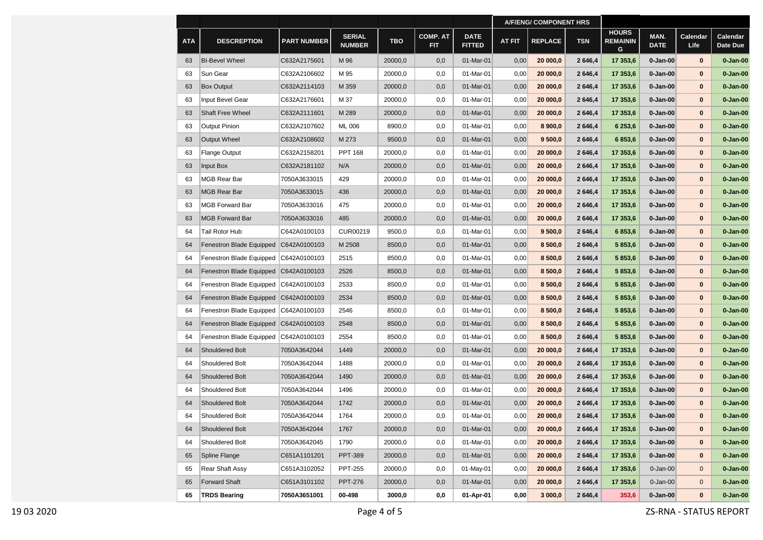| | | | | | | | A/F/ENG/ COMPONENT HRS | | | | | | |
|---|---|---|---|---|---|---|---|---|---|---|---|---|---|
| ATA | DESCREPTION | PART NUMBER | SERIAL NUMBER | TBO | COMP. AT FIT | DATE FITTED | AT FIT | REPLACE | TSN | HOURS REMAININ G | MAN. DATE | Calendar Life | Calendar Date Due |
| 63 | BI-Bevel Wheel | C632A2175601 | M 96 | 20000,0 | 0,0 | 01-Mar-01 | 0,00 | 20 000,0 | 2 646,4 | 17 353,6 | 0-Jan-00 | 0 | 0-Jan-00 |
| 63 | Sun Gear | C632A2106602 | M 95 | 20000,0 | 0,0 | 01-Mar-01 | 0,00 | 20 000,0 | 2 646,4 | 17 353,6 | 0-Jan-00 | 0 | 0-Jan-00 |
| 63 | Box Output | C632A2114103 | M 359 | 20000,0 | 0,0 | 01-Mar-01 | 0,00 | 20 000,0 | 2 646,4 | 17 353,6 | 0-Jan-00 | 0 | 0-Jan-00 |
| 63 | Input Bevel Gear | C632A2176601 | M 37 | 20000,0 | 0,0 | 01-Mar-01 | 0,00 | 20 000,0 | 2 646,4 | 17 353,6 | 0-Jan-00 | 0 | 0-Jan-00 |
| 63 | Shaft Free Wheel | C632A2111601 | M 289 | 20000,0 | 0,0 | 01-Mar-01 | 0,00 | 20 000,0 | 2 646,4 | 17 353,6 | 0-Jan-00 | 0 | 0-Jan-00 |
| 63 | Output Pinion | C632A2107602 | ML 006 | 8900,0 | 0,0 | 01-Mar-01 | 0,00 | 8 900,0 | 2 646,4 | 6 253,6 | 0-Jan-00 | 0 | 0-Jan-00 |
| 63 | Output Wheel | C632A2108602 | M 273 | 9500,0 | 0,0 | 01-Mar-01 | 0,00 | 9 500,0 | 2 646,4 | 6 853,6 | 0-Jan-00 | 0 | 0-Jan-00 |
| 63 | Flange Output | C632A2158201 | PPT 168 | 20000,0 | 0,0 | 01-Mar-01 | 0,00 | 20 000,0 | 2 646,4 | 17 353,6 | 0-Jan-00 | 0 | 0-Jan-00 |
| 63 | Input Box | C632A2181102 | N/A | 20000,0 | 0,0 | 01-Mar-01 | 0,00 | 20 000,0 | 2 646,4 | 17 353,6 | 0-Jan-00 | 0 | 0-Jan-00 |
| 63 | MGB Rear Bar | 7050A3633015 | 429 | 20000,0 | 0,0 | 01-Mar-01 | 0,00 | 20 000,0 | 2 646,4 | 17 353,6 | 0-Jan-00 | 0 | 0-Jan-00 |
| 63 | MGB Rear Bar | 7050A3633015 | 436 | 20000,0 | 0,0 | 01-Mar-01 | 0,00 | 20 000,0 | 2 646,4 | 17 353,6 | 0-Jan-00 | 0 | 0-Jan-00 |
| 63 | MGB Forward Bar | 7050A3633016 | 475 | 20000,0 | 0,0 | 01-Mar-01 | 0,00 | 20 000,0 | 2 646,4 | 17 353,6 | 0-Jan-00 | 0 | 0-Jan-00 |
| 63 | MGB Forward Bar | 7050A3633016 | 485 | 20000,0 | 0,0 | 01-Mar-01 | 0,00 | 20 000,0 | 2 646,4 | 17 353,6 | 0-Jan-00 | 0 | 0-Jan-00 |
| 64 | Tail Rotor Hub | C642A0100103 | CUR00219 | 9500,0 | 0,0 | 01-Mar-01 | 0,00 | 9 500,0 | 2 646,4 | 6 853,6 | 0-Jan-00 | 0 | 0-Jan-00 |
| 64 | Fenestron Blade Equipped | C642A0100103 | M 2508 | 8500,0 | 0,0 | 01-Mar-01 | 0,00 | 8 500,0 | 2 646,4 | 5 853,6 | 0-Jan-00 | 0 | 0-Jan-00 |
| 64 | Fenestron Blade Equipped | C642A0100103 | 2515 | 8500,0 | 0,0 | 01-Mar-01 | 0,00 | 8 500,0 | 2 646,4 | 5 853,6 | 0-Jan-00 | 0 | 0-Jan-00 |
| 64 | Fenestron Blade Equipped | C642A0100103 | 2526 | 8500,0 | 0,0 | 01-Mar-01 | 0,00 | 8 500,0 | 2 646,4 | 5 853,6 | 0-Jan-00 | 0 | 0-Jan-00 |
| 64 | Fenestron Blade Equipped | C642A0100103 | 2533 | 8500,0 | 0,0 | 01-Mar-01 | 0,00 | 8 500,0 | 2 646,4 | 5 853,6 | 0-Jan-00 | 0 | 0-Jan-00 |
| 64 | Fenestron Blade Equipped | C642A0100103 | 2534 | 8500,0 | 0,0 | 01-Mar-01 | 0,00 | 8 500,0 | 2 646,4 | 5 853,6 | 0-Jan-00 | 0 | 0-Jan-00 |
| 64 | Fenestron Blade Equipped | C642A0100103 | 2546 | 8500,0 | 0,0 | 01-Mar-01 | 0,00 | 8 500,0 | 2 646,4 | 5 853,6 | 0-Jan-00 | 0 | 0-Jan-00 |
| 64 | Fenestron Blade Equipped | C642A0100103 | 2548 | 8500,0 | 0,0 | 01-Mar-01 | 0,00 | 8 500,0 | 2 646,4 | 5 853,6 | 0-Jan-00 | 0 | 0-Jan-00 |
| 64 | Fenestron Blade Equipped | C642A0100103 | 2554 | 8500,0 | 0,0 | 01-Mar-01 | 0,00 | 8 500,0 | 2 646,4 | 5 853,6 | 0-Jan-00 | 0 | 0-Jan-00 |
| 64 | Shouldered Bolt | 7050A3642044 | 1449 | 20000,0 | 0,0 | 01-Mar-01 | 0,00 | 20 000,0 | 2 646,4 | 17 353,6 | 0-Jan-00 | 0 | 0-Jan-00 |
| 64 | Shouldered Bolt | 7050A3642044 | 1488 | 20000,0 | 0,0 | 01-Mar-01 | 0,00 | 20 000,0 | 2 646,4 | 17 353,6 | 0-Jan-00 | 0 | 0-Jan-00 |
| 64 | Shouldered Bolt | 7050A3642044 | 1490 | 20000,0 | 0,0 | 01-Mar-01 | 0,00 | 20 000,0 | 2 646,4 | 17 353,6 | 0-Jan-00 | 0 | 0-Jan-00 |
| 64 | Shouldered Bolt | 7050A3642044 | 1496 | 20000,0 | 0,0 | 01-Mar-01 | 0,00 | 20 000,0 | 2 646,4 | 17 353,6 | 0-Jan-00 | 0 | 0-Jan-00 |
| 64 | Shouldered Bolt | 7050A3642044 | 1742 | 20000,0 | 0,0 | 01-Mar-01 | 0,00 | 20 000,0 | 2 646,4 | 17 353,6 | 0-Jan-00 | 0 | 0-Jan-00 |
| 64 | Shouldered Bolt | 7050A3642044 | 1764 | 20000,0 | 0,0 | 01-Mar-01 | 0,00 | 20 000,0 | 2 646,4 | 17 353,6 | 0-Jan-00 | 0 | 0-Jan-00 |
| 64 | Shouldered Bolt | 7050A3642044 | 1767 | 20000,0 | 0,0 | 01-Mar-01 | 0,00 | 20 000,0 | 2 646,4 | 17 353,6 | 0-Jan-00 | 0 | 0-Jan-00 |
| 64 | Shouldered Bolt | 7050A3642045 | 1790 | 20000,0 | 0,0 | 01-Mar-01 | 0,00 | 20 000,0 | 2 646,4 | 17 353,6 | 0-Jan-00 | 0 | 0-Jan-00 |
| 65 | Spline Flange | C651A1101201 | PPT-389 | 20000,0 | 0,0 | 01-Mar-01 | 0,00 | 20 000,0 | 2 646,4 | 17 353,6 | 0-Jan-00 | 0 | 0-Jan-00 |
| 65 | Rear Shaft Assy | C651A3102052 | PPT-255 | 20000,0 | 0,0 | 01-May-01 | 0,00 | 20 000,0 | 2 646,4 | 17 353,6 | 0-Jan-00 | 0 | 0-Jan-00 |
| 65 | Forward Shaft | C651A3101102 | PPT-276 | 20000,0 | 0,0 | 01-Mar-01 | 0,00 | 20 000,0 | 2 646,4 | 17 353,6 | 0-Jan-00 | 0 | 0-Jan-00 |
| **65** | **TRDS Bearing** | **7050A3651001** | **00-498** | **3000,0** | **0,0** | **01-Apr-01** | **0,00** | **3 000,0** | **2 646,4** | **353,6** | **0-Jan-00** | **0** | **0-Jan-00** |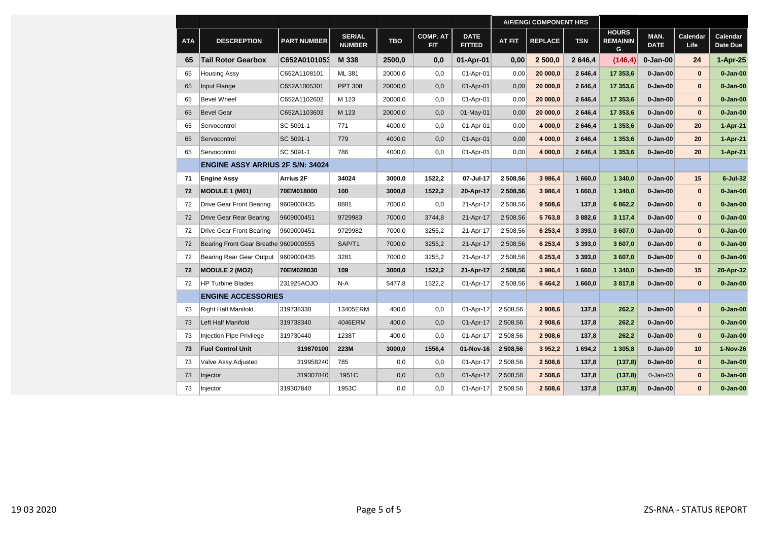| | | | | | | | A/F/ENG/ COMPONENT HRS | | | | | | |
|---|---|---|---|---|---|---|---|---|---|---|---|---|---|
| ATA | DESCREPTION | PART NUMBER | SERIAL NUMBER | TBO | COMP. AT FIT | DATE FITTED | AT FIT | REPLACE | TSN | HOURS REMAININ G | MAN. DATE | Calendar Life | Calendar Date Due |
| **65** | **Tail Rotor Gearbox** | **C652A0101053** | **M 338** | **2500,0** | **0,0** | **01-Apr-01** | **0,00** | **2 500,0** | **2 646,4** | **(146,4)** | **0-Jan-00** | **24** | **1-Apr-25** |
| 65 | Housing Assy | C652A1108101 | ML 381 | 20000,0 | 0,0 | 01-Apr-01 | 0,00 | 20 000,0 | 2 646,4 | 17 353,6 | 0-Jan-00 | 0 | 0-Jan-00 |
| 65 | Input Flange | C652A1005301 | PPT 308 | 20000,0 | 0,0 | 01-Apr-01 | 0,00 | 20 000,0 | 2 646,4 | 17 353,6 | 0-Jan-00 | 0 | 0-Jan-00 |
| 65 | Bevel Wheel | C652A1102602 | M 123 | 20000,0 | 0,0 | 01-Apr-01 | 0,00 | 20 000,0 | 2 646,4 | 17 353,6 | 0-Jan-00 | 0 | 0-Jan-00 |
| 65 | Bevel Gear | C652A1103603 | M 123 | 20000,0 | 0,0 | 01-May-01 | 0,00 | 20 000,0 | 2 646,4 | 17 353,6 | 0-Jan-00 | 0 | 0-Jan-00 |
| 65 | Servocontrol | SC 5091-1 | 771 | 4000,0 | 0,0 | 01-Apr-01 | 0,00 | 4 000,0 | 2 646,4 | 1 353,6 | 0-Jan-00 | 20 | 1-Apr-21 |
| 65 | Servocontrol | SC 5091-1 | 779 | 4000,0 | 0,0 | 01-Apr-01 | 0,00 | 4 000,0 | 2 646,4 | 1 353,6 | 0-Jan-00 | 20 | 1-Apr-21 |
| 65 | Servocontrol | SC 5091-1 | 786 | 4000,0 | 0,0 | 01-Apr-01 | 0,00 | 4 000,0 | 2 646,4 | 1 353,6 | 0-Jan-00 | 20 | 1-Apr-21 |
| | **ENGINE ASSY ARRIUS 2F S/N: 34024** | | | | | | | | | | | | |
| **71** | **Engine Assy** | **Arrius 2F** | **34024** | **3000,0** | **1522,2** | **07-Jul-17** | **2 508,56** | **3 986,4** | **1 660,0** | **1 340,0** | **0-Jan-00** | **15** | **6-Jul-32** |
| **72** | **MODULE 1 (M01)** | **70EM018000** | **100** | **3000,0** | **1522,2** | **20-Apr-17** | **2 508,56** | **3 986,4** | **1 660,0** | **1 340,0** | **0-Jan-00** | **0** | **0-Jan-00** |
| 72 | Drive Gear Front Bearing | 9609000435 | 8881 | 7000,0 | 0,0 | 21-Apr-17 | 2 508,56 | 9 508,6 | 137,8 | 6 862,2 | 0-Jan-00 | 0 | 0-Jan-00 |
| 72 | Drive Gear Rear Bearing | 9609000451 | 9729983 | 7000,0 | 3744,8 | 21-Apr-17 | 2 508,56 | 5 763,8 | 3 882,6 | 3 117,4 | 0-Jan-00 | 0 | 0-Jan-00 |
| 72 | Drive Gear Front Bearing | 9609000451 | 9729982 | 7000,0 | 3255,2 | 21-Apr-17 | 2 508,56 | 6 253,4 | 3 393,0 | 3 607,0 | 0-Jan-00 | 0 | 0-Jan-00 |
| 72 | Bearing Front Gear Breathe | 9609000555 | SAP/T1 | 7000,0 | 3255,2 | 21-Apr-17 | 2 508,56 | 6 253,4 | 3 393,0 | 3 607,0 | 0-Jan-00 | 0 | 0-Jan-00 |
| 72 | Bearing Rear Gear Output | 9609000435 | 3281 | 7000,0 | 3255,2 | 21-Apr-17 | 2 508,56 | 6 253,4 | 3 393,0 | 3 607,0 | 0-Jan-00 | 0 | 0-Jan-00 |
| **72** | **MODULE 2 (MO2)** | **70EM028030** | **109** | **3000,0** | **1522,2** | **21-Apr-17** | **2 508,56** | **3 986,4** | **1 660,0** | **1 340,0** | **0-Jan-00** | **15** | **20-Apr-32** |
| 72 | HP Turbine Blades | 231925AOJO | N-A | 5477,8 | 1522,2 | 01-Apr-17 | 2 508,56 | 6 464,2 | 1 660,0 | 3 817,8 | 0-Jan-00 | 0 | 0-Jan-00 |
| | **ENGINE ACCESSORIES** | | | | | | | | | | | | |
| 73 | Right Half Manifold | 319738330 | 13405ERM | 400,0 | 0,0 | 01-Apr-17 | 2 508,56 | 2 908,6 | 137,8 | 262,2 | 0-Jan-00 | 0 | 0-Jan-00 |
| 73 | Left Half Manifold | 319738340 | 4046ERM | 400,0 | 0,0 | 01-Apr-17 | 2 508,56 | 2 908,6 | 137,8 | 262,2 | 0-Jan-00 | | 0-Jan-00 |
| 73 | Injection Pipe Privilege | 319730440 | 1238T | 400,0 | 0,0 | 01-Apr-17 | 2 508,56 | 2 908,6 | 137,8 | 262,2 | 0-Jan-00 | 0 | 0-Jan-00 |
| **73** | **Fuel Control Unit** | **319870100** | **223M** | **3000,0** | **1556,4** | **01-Nov-16** | **2 508,56** | **3 952,2** | **1 694,2** | **1 305,8** | **0-Jan-00** | **10** | **1-Nov-26** |
| 73 | Valve Assy Adjusted | 319958240 | 785 | 0,0 | 0,0 | 01-Apr-17 | 2 508,56 | 2 508,6 | 137,8 | (137,8) | 0-Jan-00 | 0 | 0-Jan-00 |
| 73 | Injector | 319307840 | 1951C | 0,0 | 0,0 | 01-Apr-17 | 2 508,56 | 2 508,6 | 137,8 | (137,8) | 0-Jan-00 | 0 | 0-Jan-00 |
| 73 | Injector | 319307840 | 1953C | 0,0 | 0,0 | 01-Apr-17 | 2 508,56 | 2 508,6 | 137,8 | (137,8) | 0-Jan-00 | 0 | 0-Jan-00 |